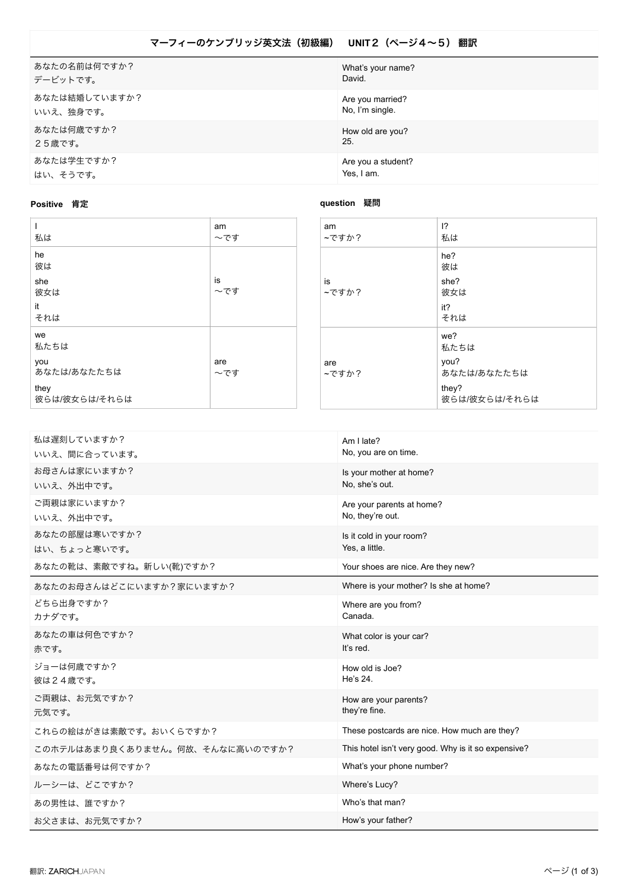# マーフィーのケンブリッジ英文法（初級編）　UNIT２（ページ４〜５） 翻訳

| | |
|---|---|
| あなたの名前は何ですか？<br>デービッドです。 | What's your name?<br>David. |
| あなたは結婚していますか？<br>いいえ、独身です。 | Are you married?<br>No, I'm single. |
| あなたは何歳ですか？<br>２５歳です。 | How old are you?<br>25. |
| あなたは学生ですか？<br>はい、そうです。 | Are you a student?<br>Yes, I am. |

**Positive　肯定**

| | |
|---|---|
| I<br>私は | am<br>〜です |
| he<br>彼は<br>she<br>彼女は<br>it<br>それは | is<br>〜です |
| we<br>私たちは<br>you<br>あなたは/あなたたちは<br>they<br>彼らは/彼女らは/それらは | are<br>〜です |

**question　疑問**

| | |
|---|---|
| am<br>~ですか？ | I?<br>私は |
| is<br>~ですか？ | he?<br>彼は<br>she?<br>彼女は<br>it?<br>それは |
| are<br>~ですか？ | we?<br>私たちは<br>you?<br>あなたは/あなたたちは<br>they?<br>彼らは/彼女らは/それらは |

| | |
|---|---|
| 私は遅刻していますか？<br>いいえ、間に合っています。 | Am I late?<br>No, you are on time. |
| お母さんは家にいますか？<br>いいえ、外出中です。 | Is your mother at home?<br>No, she's out. |
| ご両親は家にいますか？<br>いいえ、外出中です。 | Are your parents at home?<br>No, they're out. |
| あなたの部屋は寒いですか？<br>はい、ちょっと寒いです。 | Is it cold in your room?<br>Yes, a little. |
| あなたの靴は、素敵ですね。新しい(靴)ですか？ | Your shoes are nice. Are they new? |
| あなたのお母さんはどこにいますか？家にいますか？ | Where is your mother? Is she at home? |
| どちら出身ですか？<br>カナダです。 | Where are you from?<br>Canada. |
| あなたの車は何色ですか？<br>赤です。 | What color is your car?<br>It's red. |
| ジョーは何歳ですか？<br>彼は２４歳です。 | How old is Joe?<br>He's 24. |
| ご両親は、お元気ですか？<br>元気です。 | How are your parents?<br>they're fine. |
| これらの絵はがきは素敵です。おいくらですか？ | These postcards are nice. How much are they? |
| このホテルはあまり良くありません。何故、そんなに高いのですか？ | This hotel isn't very good. Why is it so expensive? |
| あなたの電話番号は何ですか？ | What's your phone number? |
| ルーシーは、どこですか？ | Where's Lucy? |
| あの男性は、誰ですか？ | Who's that man? |
| お父さまは、お元気ですか？ | How's your father? |

翻訳: ZARICHJAPAN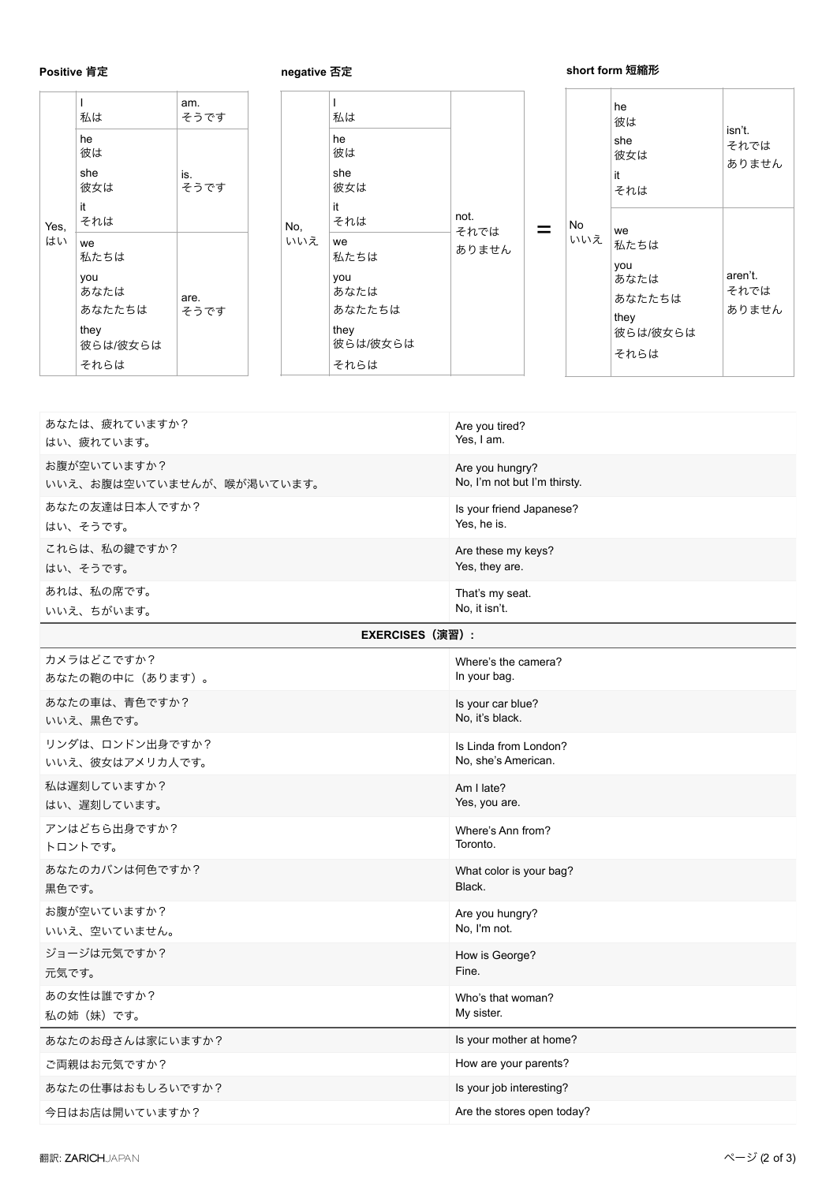**Positive 肯定**

| | | |
|---|---|---|
| Yes, はい | I 私は | am. そうです |
| | he 彼は she 彼女は it それは | is. そうです |
| | we 私たちは you あなたは あなたたちは they 彼らは/彼女らは それらは | are. そうです |

**negative 否定**

| | | |
|---|---|---|
| No, いいえ | I 私は | not. それでは ありません |
| | he 彼は | |
| | she 彼女は | |
| | it それは | |
| | we 私たちは you あなたは あなたたちは they 彼らは/彼女らは それらは | |

=

**short form 短縮形**

| | | |
|---|---|---|
| No いいえ | he 彼は she 彼女は it それは | isn't. それでは ありません |
| | we 私たちは you あなたは あなたたちは they 彼らは/彼女らは それらは | aren't. それでは ありません |

| | |
|---|---|
| あなたは、疲れていますか？<br>はい、疲れています。 | Are you tired?<br>Yes, I am. |
| お腹が空いていますか？<br>いいえ、お腹は空いていませんが、喉が渇いています。 | Are you hungry?<br>No, I'm not but I'm thirsty. |
| あなたの友達は日本人ですか？<br>はい、そうです。 | Is your friend Japanese?<br>Yes, he is. |
| これらは、私の鍵ですか？<br>はい、そうです。 | Are these my keys?<br>Yes, they are. |
| あれは、私の席です。<br>いいえ、ちがいます。 | That's my seat.<br>No, it isn't. |

**EXERCISES（演習）:**

| | |
|---|---|
| カメラはどこですか？<br>あなたの鞄の中に（あります）。 | Where's the camera?<br>In your bag. |
| あなたの車は、青色ですか？<br>いいえ、黒色です。 | Is your car blue?<br>No, it's black. |
| リンダは、ロンドン出身ですか？<br>いいえ、彼女はアメリカ人です。 | Is Linda from London?<br>No, she's American. |
| 私は遅刻していますか？<br>はい、遅刻しています。 | Am I late?<br>Yes, you are. |
| アンはどちら出身ですか？<br>トロントです。 | Where's Ann from?<br>Toronto. |
| あなたのカバンは何色ですか？<br>黒色です。 | What color is your bag?<br>Black. |
| お腹が空いていますか？<br>いいえ、空いていません。 | Are you hungry?<br>No, I'm not. |
| ジョージは元気ですか？<br>元気です。 | How is George?<br>Fine. |
| あの女性は誰ですか？<br>私の姉（妹）です。 | Who's that woman?<br>My sister. |
| あなたのお母さんは家にいますか？ | Is your mother at home? |
| ご両親はお元気ですか？ | How are your parents? |
| あなたの仕事はおもしろいですか？ | Is your job interesting? |
| 今日はお店は開いていますか？ | Are the stores open today? |

翻訳: ZARICHJAPAN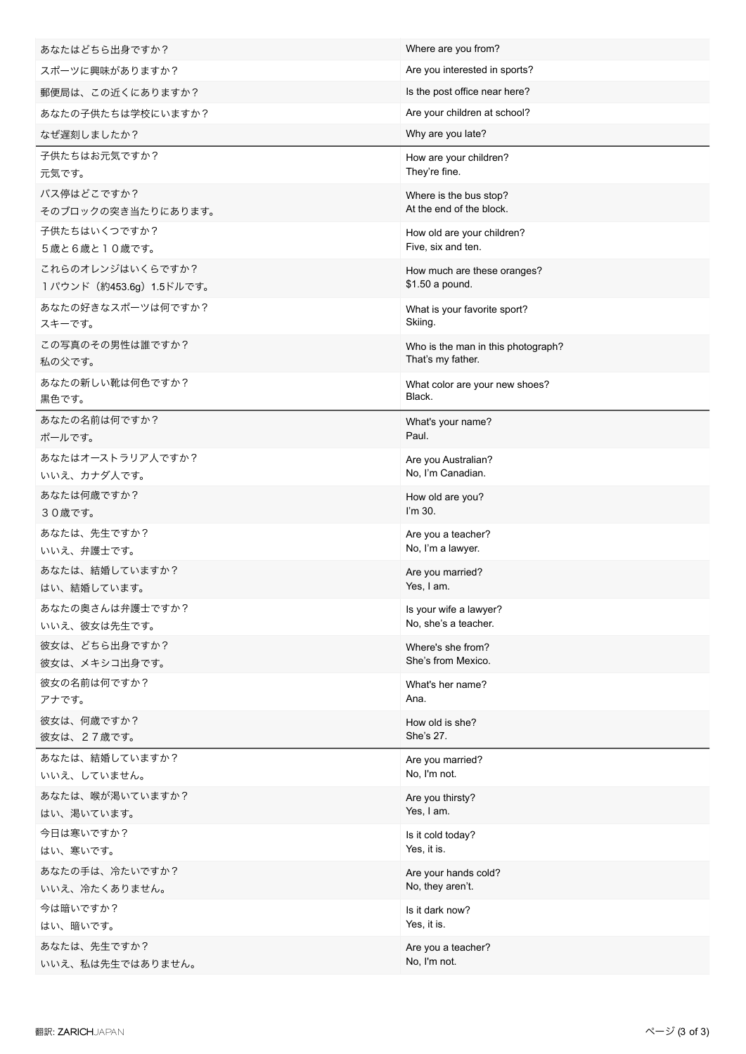| | |
|---|---|
| あなたはどちら出身ですか？ | Where are you from? |
| スポーツに興味がありますか？ | Are you interested in sports? |
| 郵便局は、この近くにありますか？ | Is the post office near here? |
| あなたの子供たちは学校にいますか？ | Are your children at school? |
| なぜ遅刻しましたか？ | Why are you late? |
| 子供たちはお元気ですか？<br>元気です。 | How are your children?<br>They're fine. |
| バス停はどこですか？<br>そのブロックの突き当たりにあります。 | Where is the bus stop?<br>At the end of the block. |
| 子供たちはいくつですか？<br>５歳と６歳と１０歳です。 | How old are your children?<br>Five, six and ten. |
| これらのオレンジはいくらですか？<br>１パウンド（約453.6g）1.5ドルです。 | How much are these oranges?<br>$1.50 a pound. |
| あなたの好きなスポーツは何ですか？<br>スキーです。 | What is your favorite sport?<br>Skiing. |
| この写真のその男性は誰ですか？<br>私の父です。 | Who is the man in this photograph?<br>That's my father. |
| あなたの新しい靴は何色ですか？<br>黒色です。 | What color are your new shoes?<br>Black. |
| あなたの名前は何ですか？<br>ポールです。 | What's your name?<br>Paul. |
| あなたはオーストラリア人ですか？<br>いいえ、カナダ人です。 | Are you Australian?<br>No, I'm Canadian. |
| あなたは何歳ですか？<br>３０歳です。 | How old are you?<br>I'm 30. |
| あなたは、先生ですか？<br>いいえ、弁護士です。 | Are you a teacher?<br>No, I'm a lawyer. |
| あなたは、結婚していますか？<br>はい、結婚しています。 | Are you married?<br>Yes, I am. |
| あなたの奥さんは弁護士ですか？<br>いいえ、彼女は先生です。 | Is your wife a lawyer?<br>No, she's a teacher. |
| 彼女は、どちら出身ですか？<br>彼女は、メキシコ出身です。 | Where's she from?<br>She's from Mexico. |
| 彼女の名前は何ですか？<br>アナです。 | What's her name?<br>Ana. |
| 彼女は、何歳ですか？<br>彼女は、２７歳です。 | How old is she?<br>She's 27. |
| あなたは、結婚していますか？<br>いいえ、していません。 | Are you married?<br>No, I'm not. |
| あなたは、喉が渇いていますか？<br>はい、渇いています。 | Are you thirsty?<br>Yes, I am. |
| 今日は寒いですか？<br>はい、寒いです。 | Is it cold today?<br>Yes, it is. |
| あなたの手は、冷たいですか？<br>いいえ、冷たくありません。 | Are your hands cold?<br>No, they aren't. |
| 今は暗いですか？<br>はい、暗いです。 | Is it dark now?<br>Yes, it is. |
| あなたは、先生ですか？<br>いいえ、私は先生ではありません。 | Are you a teacher?<br>No, I'm not. |

翻訳: ZARICHJAPAN